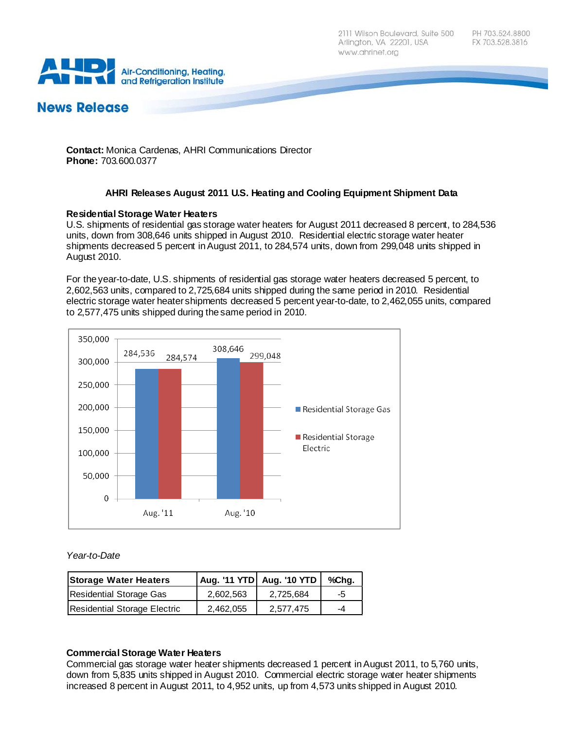2111 Wilson Boulevard, Suite 500
Arlington, VA 22201, USA
www.ahrinet.org

PH 703.524.8800
FX 703.528.3816

AHRI Air-Conditioning, Heating, and Refrigeration Institute

## News Release

**Contact:** Monica Cardenas, AHRI Communications Director
**Phone:** 703.600.0377

### AHRI Releases August 2011 U.S. Heating and Cooling Equipment Shipment Data

**Residential Storage Water Heaters**

U.S. shipments of residential gas storage water heaters for August 2011 decreased 8 percent, to 284,536 units, down from 308,646 units shipped in August 2010. Residential electric storage water heater shipments decreased 5 percent in August 2011, to 284,574 units, down from 299,048 units shipped in August 2010.

For the year-to-date, U.S. shipments of residential gas storage water heaters decreased 5 percent, to 2,602,563 units, compared to 2,725,684 units shipped during the same period in 2010. Residential electric storage water heater shipments decreased 5 percent year-to-date, to 2,462,055 units, compared to 2,577,475 units shipped during the same period in 2010.

| | Residential Storage Gas | Residential Storage Electric |
|---|---|---|
| Aug. '11 | 284,536 | 284,574 |
| Aug. '10 | 308,646 | 299,048 |

*Year-to-Date*

| Storage Water Heaters | Aug. '11 YTD | Aug. '10 YTD | %Chg. |
|---|---|---|---|
| Residential Storage Gas | 2,602,563 | 2,725,684 | -5 |
| Residential Storage Electric | 2,462,055 | 2,577,475 | -4 |

**Commercial Storage Water Heaters**

Commercial gas storage water heater shipments decreased 1 percent in August 2011, to 5,760 units, down from 5,835 units shipped in August 2010. Commercial electric storage water heater shipments increased 8 percent in August 2011, to 4,952 units, up from 4,573 units shipped in August 2010.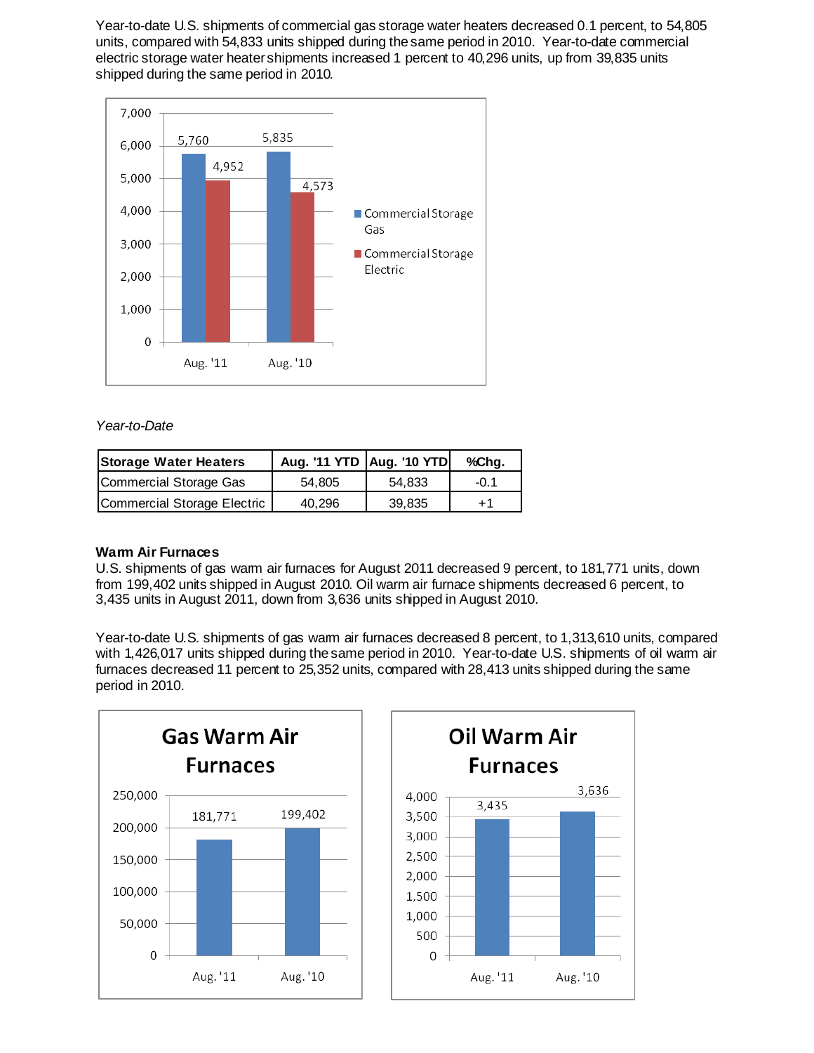Year-to-date U.S. shipments of commercial gas storage water heaters decreased 0.1 percent, to 54,805 units, compared with 54,833 units shipped during the same period in 2010. Year-to-date commercial electric storage water heater shipments increased 1 percent to 40,296 units, up from 39,835 units shipped during the same period in 2010.

*Year-to-Date*

| Storage Water Heaters | Aug. '11 YTD | Aug. '10 YTD | %Chg. |
| --- | --- | --- | --- |
| Commercial Storage Gas | 54,805 | 54,833 | -0.1 |
| Commercial Storage Electric | 40,296 | 39,835 | +1 |

**Warm Air Furnaces**

U.S. shipments of gas warm air furnaces for August 2011 decreased 9 percent, to 181,771 units, down from 199,402 units shipped in August 2010. Oil warm air furnace shipments decreased 6 percent, to 3,435 units in August 2011, down from 3,636 units shipped in August 2010.

Year-to-date U.S. shipments of gas warm air furnaces decreased 8 percent, to 1,313,610 units, compared with 1,426,017 units shipped during the same period in 2010. Year-to-date U.S. shipments of oil warm air furnaces decreased 11 percent to 25,352 units, compared with 28,413 units shipped during the same period in 2010.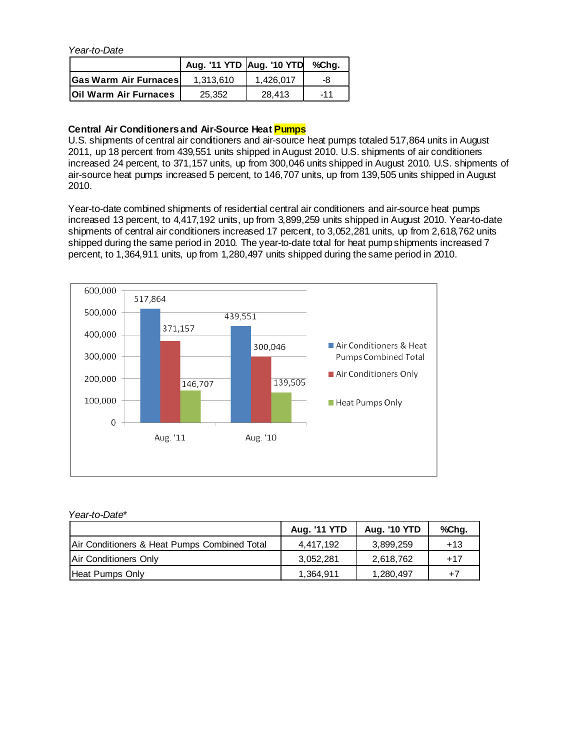*Year-to-Date*

| | Aug. '11 YTD | Aug. '10 YTD | %Chg. |
|---|---|---|---|
| **Gas Warm Air Furnaces** | 1,313,610 | 1,426,017 | -8 |
| **Oil Warm Air Furnaces** | 25,352 | 28,413 | -11 |

**Central Air Conditioners and Air-Source Heat Pumps**

U.S. shipments of central air conditioners and air-source heat pumps totaled 517,864 units in August 2011, up 18 percent from 439,551 units shipped in August 2010. U.S. shipments of air conditioners increased 24 percent, to 371,157 units, up from 300,046 units shipped in August 2010. U.S. shipments of air-source heat pumps increased 5 percent, to 146,707 units, up from 139,505 units shipped in August 2010.

Year-to-date combined shipments of residential central air conditioners and air-source heat pumps increased 13 percent, to 4,417,192 units, up from 3,899,259 units shipped in August 2010. Year-to-date shipments of central air conditioners increased 17 percent, to 3,052,281 units, up from 2,618,762 units shipped during the same period in 2010. The year-to-date total for heat pump shipments increased 7 percent, to 1,364,911 units, up from 1,280,497 units shipped during the same period in 2010.

| | Air Conditioners & Heat Pumps Combined Total | Air Conditioners Only | Heat Pumps Only |
|---|---|---|---|
| Aug. '11 | 517,864 | 371,157 | 146,707 |
| Aug. '10 | 439,551 | 300,046 | 139,505 |

*Year-to-Date**

| | Aug. '11 YTD | Aug. '10 YTD | %Chg. |
|---|---|---|---|
| Air Conditioners & Heat Pumps Combined Total | 4,417,192 | 3,899,259 | +13 |
| Air Conditioners Only | 3,052,281 | 2,618,762 | +17 |
| Heat Pumps Only | 1,364,911 | 1,280,497 | +7 |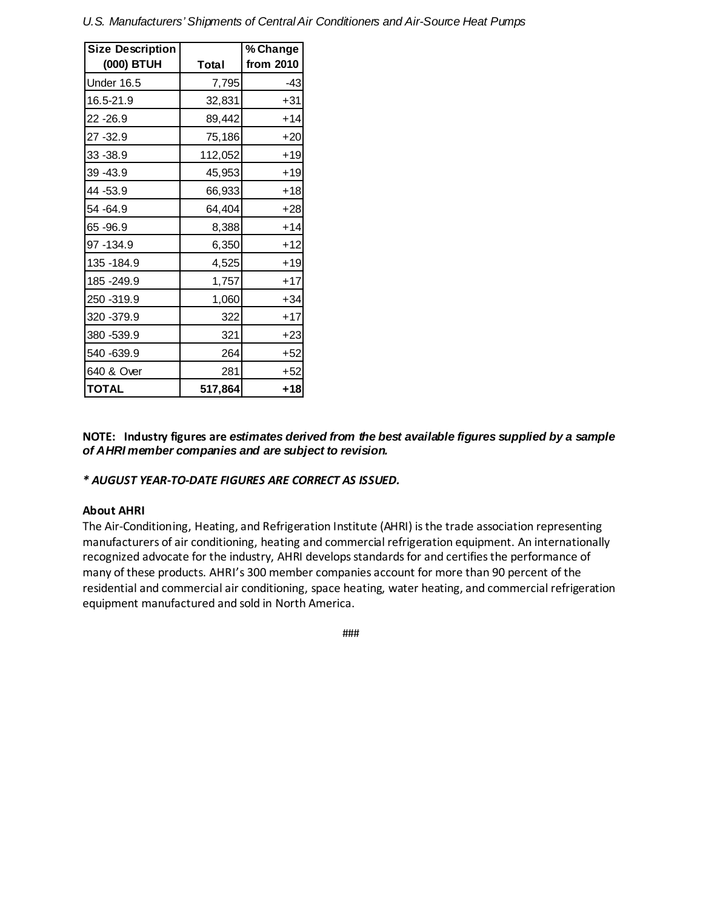*U.S. Manufacturers' Shipments of Central Air Conditioners and Air-Source Heat Pumps*

| Size Description (000) BTUH | Total | % Change from 2010 |
|---|---|---|
| Under 16.5 | 7,795 | -43 |
| 16.5-21.9 | 32,831 | +31 |
| 22 -26.9 | 89,442 | +14 |
| 27 -32.9 | 75,186 | +20 |
| 33 -38.9 | 112,052 | +19 |
| 39 -43.9 | 45,953 | +19 |
| 44 -53.9 | 66,933 | +18 |
| 54 -64.9 | 64,404 | +28 |
| 65 -96.9 | 8,388 | +14 |
| 97 -134.9 | 6,350 | +12 |
| 135 -184.9 | 4,525 | +19 |
| 185 -249.9 | 1,757 | +17 |
| 250 -319.9 | 1,060 | +34 |
| 320 -379.9 | 322 | +17 |
| 380 -539.9 | 321 | +23 |
| 540 -639.9 | 264 | +52 |
| 640 & Over | 281 | +52 |
| **TOTAL** | **517,864** | **+18** |

**NOTE: Industry figures are *estimates derived from the best available figures supplied by a sample of AHRI member companies and are subject to revision.***

***\* AUGUST YEAR-TO-DATE FIGURES ARE CORRECT AS ISSUED.***

**About AHRI**

The Air-Conditioning, Heating, and Refrigeration Institute (AHRI) is the trade association representing manufacturers of air conditioning, heating and commercial refrigeration equipment. An internationally recognized advocate for the industry, AHRI develops standards for and certifies the performance of many of these products. AHRI's 300 member companies account for more than 90 percent of the residential and commercial air conditioning, space heating, water heating, and commercial refrigeration equipment manufactured and sold in North America.

###